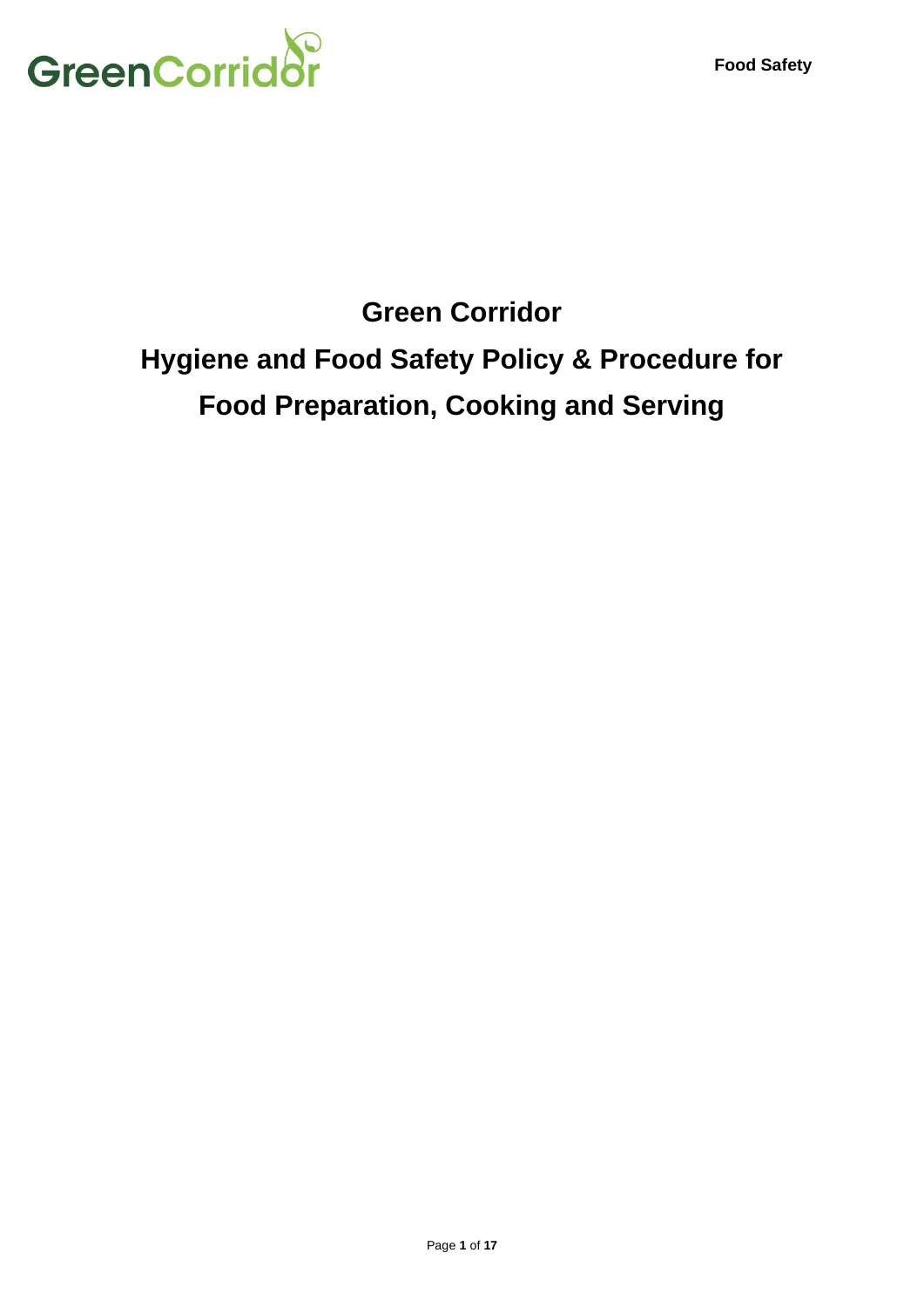# Green Corridor

# Hygiene and Food Safety Policy & Procedure for Food Preparation, Cooking and Serving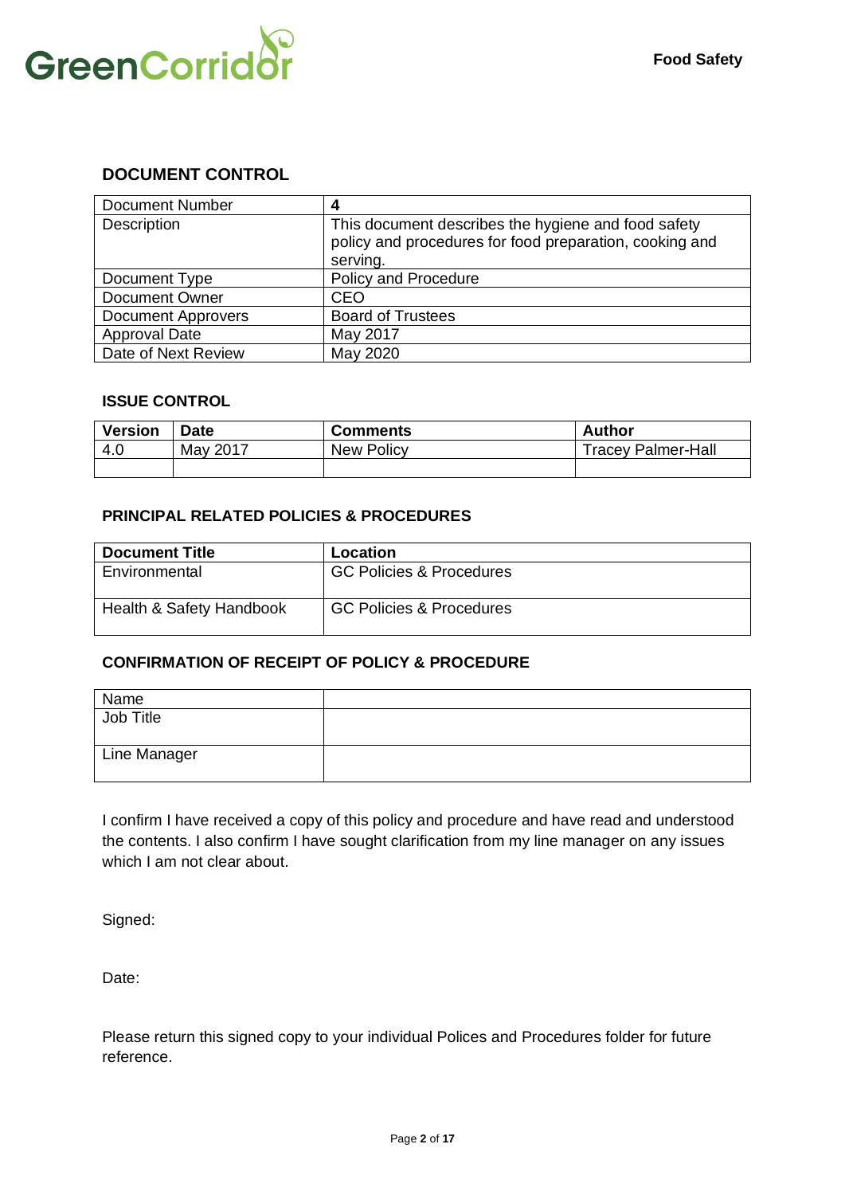## DOCUMENT CONTROL

| Document Number | **4** |
|---|---|
| Description | This document describes the hygiene and food safety policy and procedures for food preparation, cooking and serving. |
| Document Type | Policy and Procedure |
| Document Owner | CEO |
| Document Approvers | Board of Trustees |
| Approval Date | May 2017 |
| Date of Next Review | May 2020 |

### ISSUE CONTROL

| Version | Date | Comments | Author |
|---|---|---|---|
| 4.0 | May 2017 | New Policy | Tracey Palmer-Hall |
| | | | |

### PRINCIPAL RELATED POLICIES & PROCEDURES

| Document Title | Location |
|---|---|
| Environmental | GC Policies & Procedures |
| Health & Safety Handbook | GC Policies & Procedures |

### CONFIRMATION OF RECEIPT OF POLICY & PROCEDURE

| Name | |
|---|---|
| Job Title | |
| Line Manager | |

I confirm I have received a copy of this policy and procedure and have read and understood the contents. I also confirm I have sought clarification from my line manager on any issues which I am not clear about.

Signed:

Date:

Please return this signed copy to your individual Polices and Procedures folder for future reference.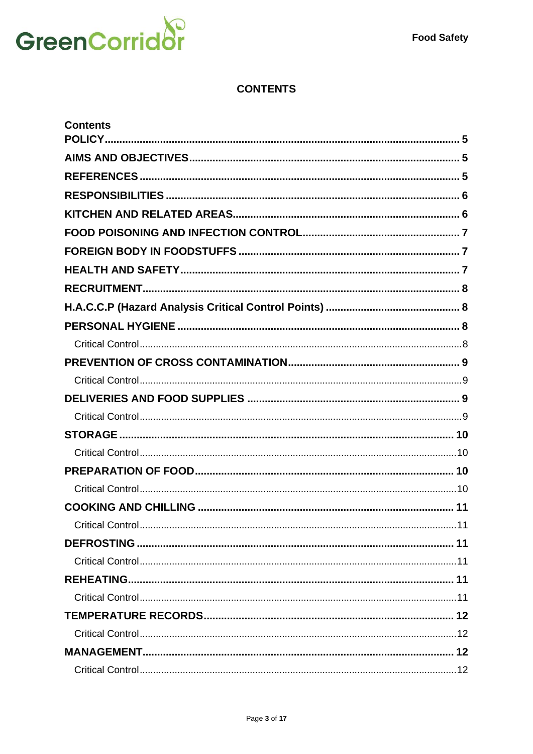# CONTENTS

**Contents**

- **POLICY** ........ 5
- **AIMS AND OBJECTIVES** ........ 5
- **REFERENCES** ........ 5
- **RESPONSIBILITIES** ........ 6
- **KITCHEN AND RELATED AREAS** ........ 6
- **FOOD POISONING AND INFECTION CONTROL** ........ 7
- **FOREIGN BODY IN FOODSTUFFS** ........ 7
- **HEALTH AND SAFETY** ........ 7
- **RECRUITMENT** ........ 8
- **H.A.C.C.P (Hazard Analysis Critical Control Points)** ........ 8
- **PERSONAL HYGIENE** ........ 8
  - Critical Control ........ 8
- **PREVENTION OF CROSS CONTAMINATION** ........ 9
  - Critical Control ........ 9
- **DELIVERIES AND FOOD SUPPLIES** ........ 9
  - Critical Control ........ 9
- **STORAGE** ........ 10
  - Critical Control ........ 10
- **PREPARATION OF FOOD** ........ 10
  - Critical Control ........ 10
- **COOKING AND CHILLING** ........ 11
  - Critical Control ........ 11
- **DEFROSTING** ........ 11
  - Critical Control ........ 11
- **REHEATING** ........ 11
  - Critical Control ........ 11
- **TEMPERATURE RECORDS** ........ 12
  - Critical Control ........ 12
- **MANAGEMENT** ........ 12
  - Critical Control ........ 12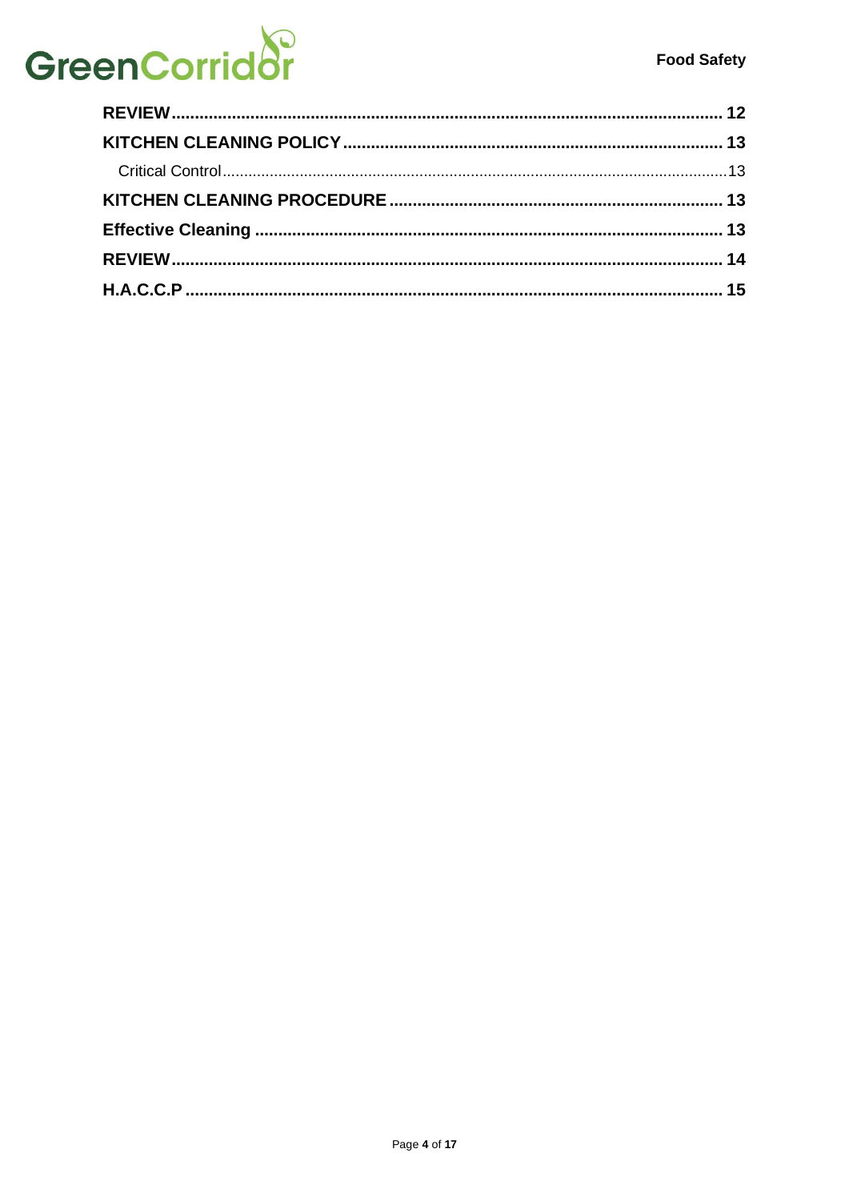**REVIEW** .......... **12**

**KITCHEN CLEANING POLICY** .......... **13**

Critical Control .......... 13

**KITCHEN CLEANING PROCEDURE** .......... **13**

**Effective Cleaning** .......... **13**

**REVIEW** .......... **14**

**H.A.C.C.P** .......... **15**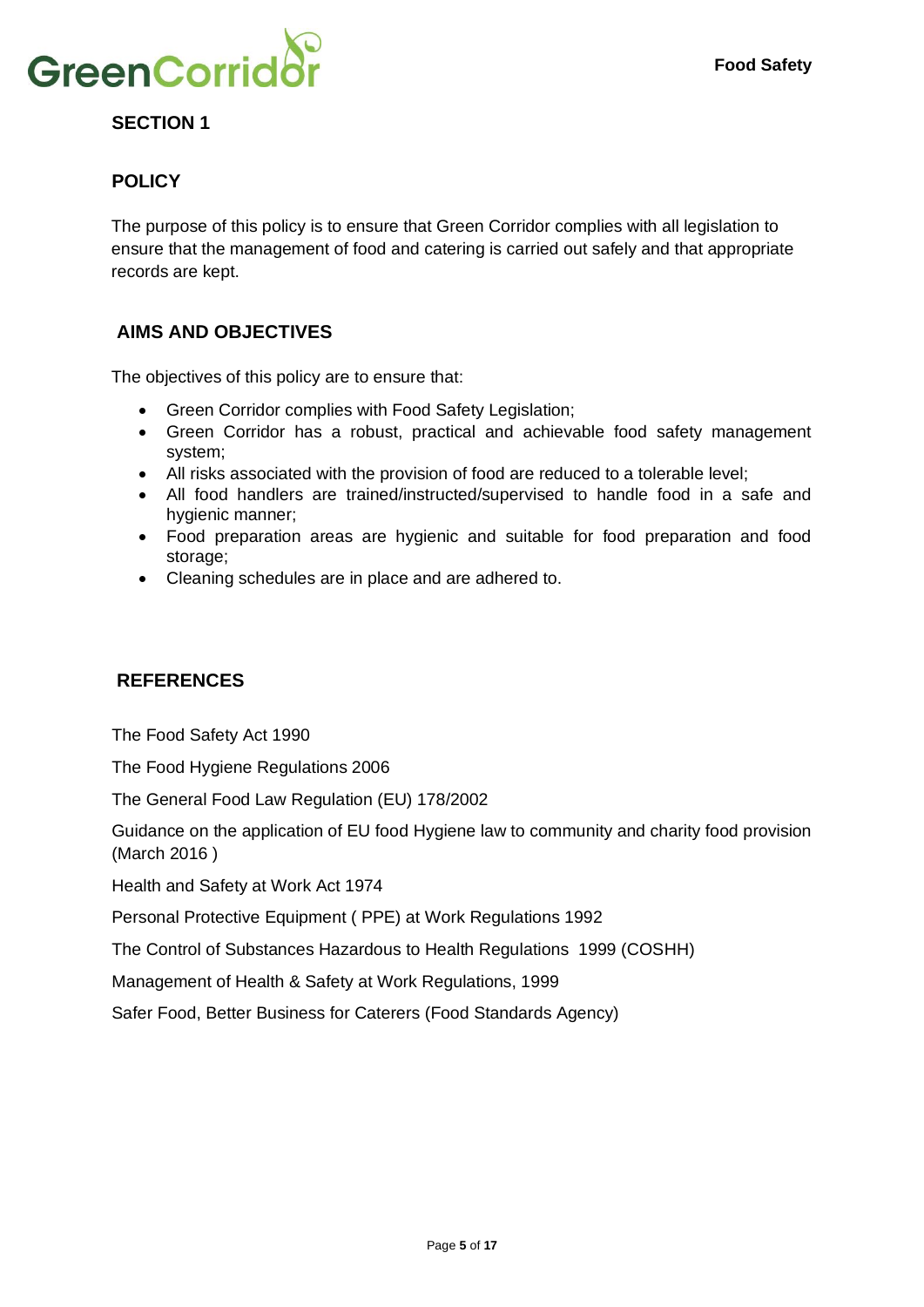## SECTION 1

## POLICY

The purpose of this policy is to ensure that Green Corridor complies with all legislation to ensure that the management of food and catering is carried out safely and that appropriate records are kept.

## AIMS AND OBJECTIVES

The objectives of this policy are to ensure that:

- Green Corridor complies with Food Safety Legislation;
- Green Corridor has a robust, practical and achievable food safety management system;
- All risks associated with the provision of food are reduced to a tolerable level;
- All food handlers are trained/instructed/supervised to handle food in a safe and hygienic manner;
- Food preparation areas are hygienic and suitable for food preparation and food storage;
- Cleaning schedules are in place and are adhered to.

## REFERENCES

The Food Safety Act 1990

The Food Hygiene Regulations 2006

The General Food Law Regulation (EU) 178/2002

Guidance on the application of EU food Hygiene law to community and charity food provision (March 2016 )

Health and Safety at Work Act 1974

Personal Protective Equipment ( PPE) at Work Regulations 1992

The Control of Substances Hazardous to Health Regulations 1999 (COSHH)

Management of Health & Safety at Work Regulations, 1999

Safer Food, Better Business for Caterers (Food Standards Agency)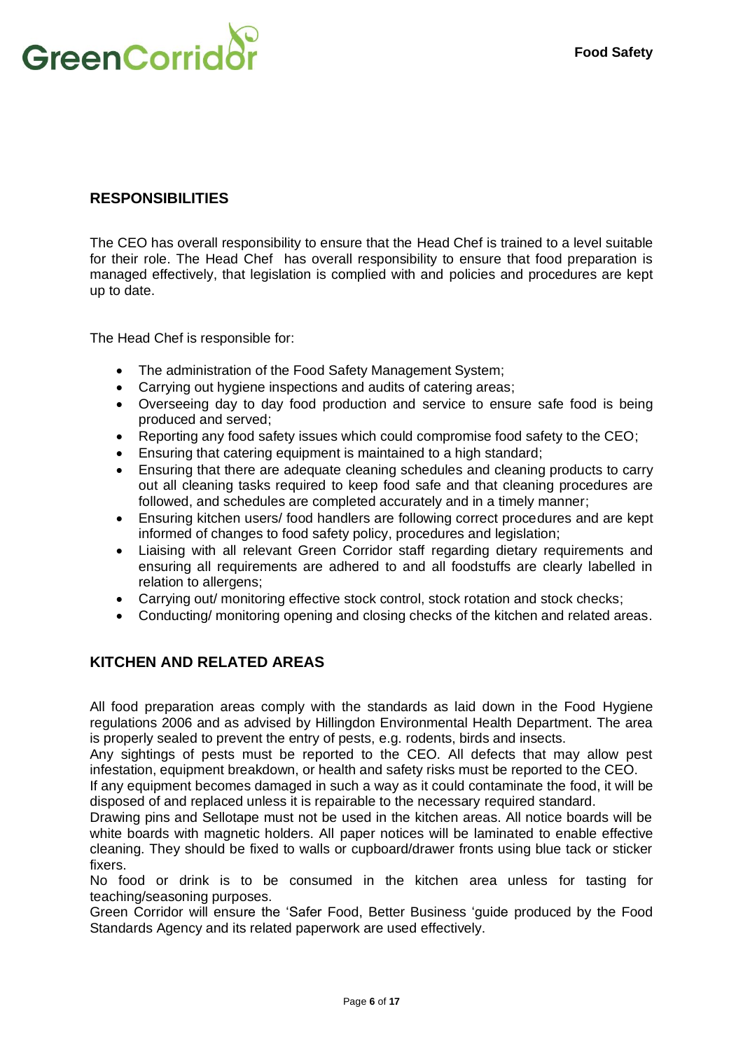## RESPONSIBILITIES

The CEO has overall responsibility to ensure that the Head Chef is trained to a level suitable for their role. The Head Chef has overall responsibility to ensure that food preparation is managed effectively, that legislation is complied with and policies and procedures are kept up to date.

The Head Chef is responsible for:

- The administration of the Food Safety Management System;
- Carrying out hygiene inspections and audits of catering areas;
- Overseeing day to day food production and service to ensure safe food is being produced and served;
- Reporting any food safety issues which could compromise food safety to the CEO;
- Ensuring that catering equipment is maintained to a high standard;
- Ensuring that there are adequate cleaning schedules and cleaning products to carry out all cleaning tasks required to keep food safe and that cleaning procedures are followed, and schedules are completed accurately and in a timely manner;
- Ensuring kitchen users/ food handlers are following correct procedures and are kept informed of changes to food safety policy, procedures and legislation;
- Liaising with all relevant Green Corridor staff regarding dietary requirements and ensuring all requirements are adhered to and all foodstuffs are clearly labelled in relation to allergens;
- Carrying out/ monitoring effective stock control, stock rotation and stock checks;
- Conducting/ monitoring opening and closing checks of the kitchen and related areas.

## KITCHEN AND RELATED AREAS

All food preparation areas comply with the standards as laid down in the Food Hygiene regulations 2006 and as advised by Hillingdon Environmental Health Department. The area is properly sealed to prevent the entry of pests, e.g. rodents, birds and insects.
Any sightings of pests must be reported to the CEO. All defects that may allow pest infestation, equipment breakdown, or health and safety risks must be reported to the CEO.
If any equipment becomes damaged in such a way as it could contaminate the food, it will be disposed of and replaced unless it is repairable to the necessary required standard.
Drawing pins and Sellotape must not be used in the kitchen areas. All notice boards will be white boards with magnetic holders. All paper notices will be laminated to enable effective cleaning. They should be fixed to walls or cupboard/drawer fronts using blue tack or sticker fixers.
No food or drink is to be consumed in the kitchen area unless for tasting for teaching/seasoning purposes.
Green Corridor will ensure the 'Safer Food, Better Business 'guide produced by the Food Standards Agency and its related paperwork are used effectively.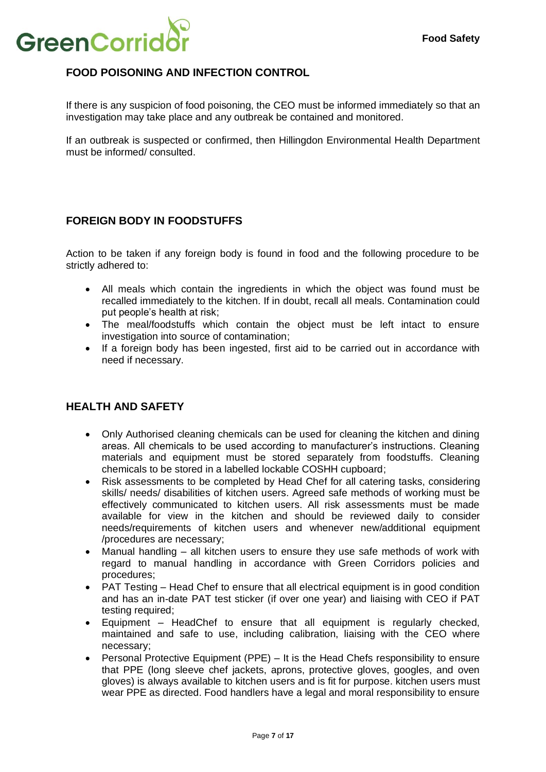## FOOD POISONING AND INFECTION CONTROL

If there is any suspicion of food poisoning, the CEO must be informed immediately so that an investigation may take place and any outbreak be contained and monitored.

If an outbreak is suspected or confirmed, then Hillingdon Environmental Health Department must be informed/ consulted.

## FOREIGN BODY IN FOODSTUFFS

Action to be taken if any foreign body is found in food and the following procedure to be strictly adhered to:

- All meals which contain the ingredients in which the object was found must be recalled immediately to the kitchen. If in doubt, recall all meals. Contamination could put people's health at risk;
- The meal/foodstuffs which contain the object must be left intact to ensure investigation into source of contamination;
- If a foreign body has been ingested, first aid to be carried out in accordance with need if necessary.

## HEALTH AND SAFETY

- Only Authorised cleaning chemicals can be used for cleaning the kitchen and dining areas. All chemicals to be used according to manufacturer's instructions. Cleaning materials and equipment must be stored separately from foodstuffs. Cleaning chemicals to be stored in a labelled lockable COSHH cupboard;
- Risk assessments to be completed by Head Chef for all catering tasks, considering skills/ needs/ disabilities of kitchen users. Agreed safe methods of working must be effectively communicated to kitchen users. All risk assessments must be made available for view in the kitchen and should be reviewed daily to consider needs/requirements of kitchen users and whenever new/additional equipment /procedures are necessary;
- Manual handling – all kitchen users to ensure they use safe methods of work with regard to manual handling in accordance with Green Corridors policies and procedures;
- PAT Testing – Head Chef to ensure that all electrical equipment is in good condition and has an in-date PAT test sticker (if over one year) and liaising with CEO if PAT testing required;
- Equipment – HeadChef to ensure that all equipment is regularly checked, maintained and safe to use, including calibration, liaising with the CEO where necessary;
- Personal Protective Equipment (PPE) – It is the Head Chefs responsibility to ensure that PPE (long sleeve chef jackets, aprons, protective gloves, googles, and oven gloves) is always available to kitchen users and is fit for purpose. kitchen users must wear PPE as directed. Food handlers have a legal and moral responsibility to ensure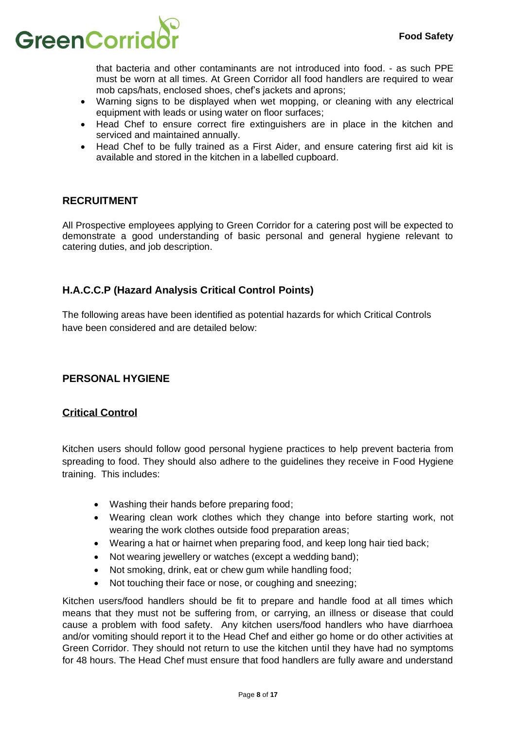that bacteria and other contaminants are not introduced into food. - as such PPE must be worn at all times. At Green Corridor all food handlers are required to wear mob caps/hats, enclosed shoes, chef's jackets and aprons;

- Warning signs to be displayed when wet mopping, or cleaning with any electrical equipment with leads or using water on floor surfaces;
- Head Chef to ensure correct fire extinguishers are in place in the kitchen and serviced and maintained annually.
- Head Chef to be fully trained as a First Aider, and ensure catering first aid kit is available and stored in the kitchen in a labelled cupboard.

## RECRUITMENT

All Prospective employees applying to Green Corridor for a catering post will be expected to demonstrate a good understanding of basic personal and general hygiene relevant to catering duties, and job description.

## H.A.C.C.P (Hazard Analysis Critical Control Points)

The following areas have been identified as potential hazards for which Critical Controls have been considered and are detailed below:

## PERSONAL HYGIENE

### Critical Control

Kitchen users should follow good personal hygiene practices to help prevent bacteria from spreading to food. They should also adhere to the guidelines they receive in Food Hygiene training. This includes:

- Washing their hands before preparing food;
- Wearing clean work clothes which they change into before starting work, not wearing the work clothes outside food preparation areas;
- Wearing a hat or hairnet when preparing food, and keep long hair tied back;
- Not wearing jewellery or watches (except a wedding band);
- Not smoking, drink, eat or chew gum while handling food;
- Not touching their face or nose, or coughing and sneezing;

Kitchen users/food handlers should be fit to prepare and handle food at all times which means that they must not be suffering from, or carrying, an illness or disease that could cause a problem with food safety. Any kitchen users/food handlers who have diarrhoea and/or vomiting should report it to the Head Chef and either go home or do other activities at Green Corridor. They should not return to use the kitchen until they have had no symptoms for 48 hours. The Head Chef must ensure that food handlers are fully aware and understand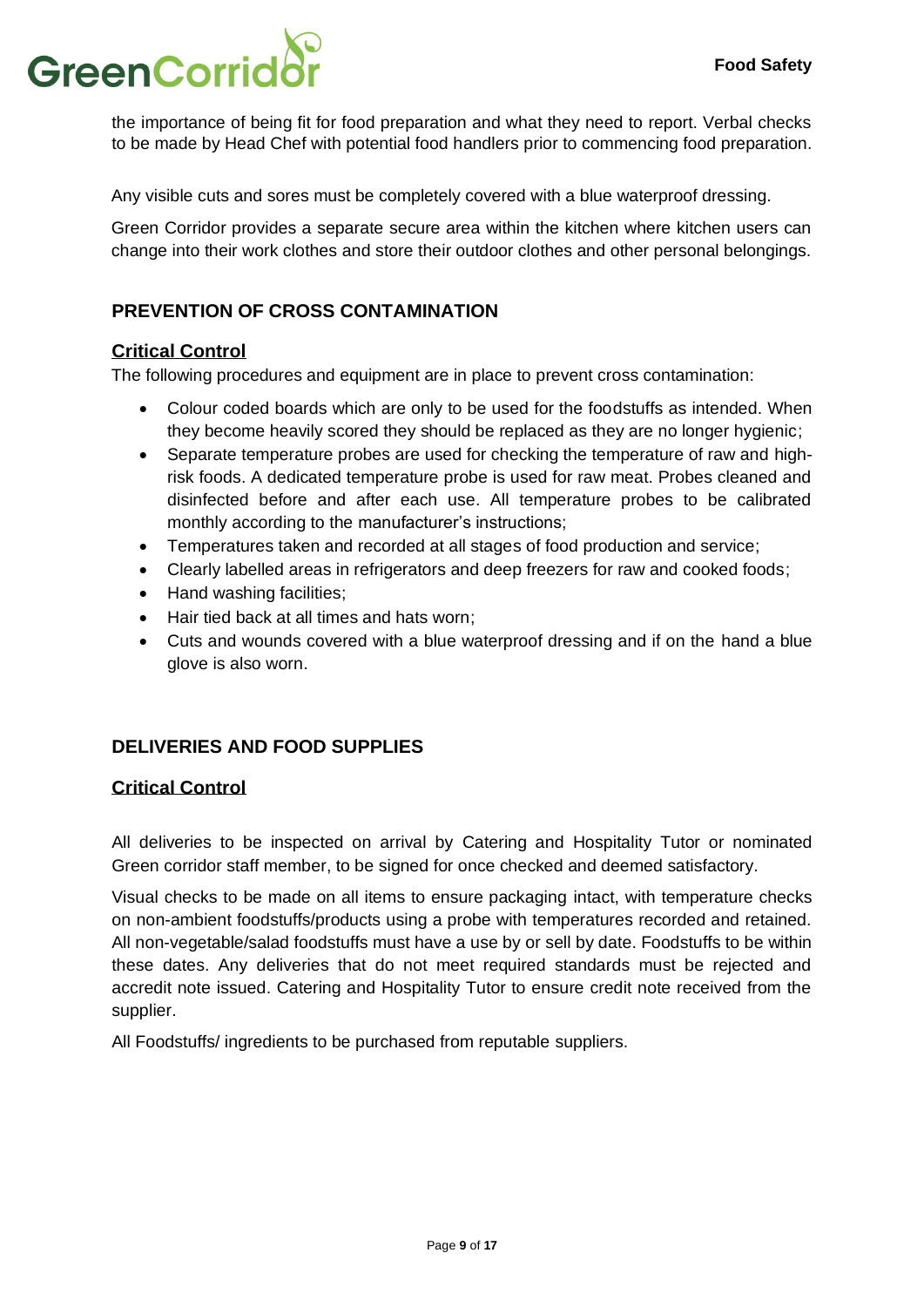the importance of being fit for food preparation and what they need to report. Verbal checks to be made by Head Chef with potential food handlers prior to commencing food preparation.

Any visible cuts and sores must be completely covered with a blue waterproof dressing.

Green Corridor provides a separate secure area within the kitchen where kitchen users can change into their work clothes and store their outdoor clothes and other personal belongings.

## PREVENTION OF CROSS CONTAMINATION

### Critical Control

The following procedures and equipment are in place to prevent cross contamination:

- Colour coded boards which are only to be used for the foodstuffs as intended. When they become heavily scored they should be replaced as they are no longer hygienic;
- Separate temperature probes are used for checking the temperature of raw and high-risk foods. A dedicated temperature probe is used for raw meat. Probes cleaned and disinfected before and after each use. All temperature probes to be calibrated monthly according to the manufacturer's instructions;
- Temperatures taken and recorded at all stages of food production and service;
- Clearly labelled areas in refrigerators and deep freezers for raw and cooked foods;
- Hand washing facilities;
- Hair tied back at all times and hats worn;
- Cuts and wounds covered with a blue waterproof dressing and if on the hand a blue glove is also worn.

## DELIVERIES AND FOOD SUPPLIES

### Critical Control

All deliveries to be inspected on arrival by Catering and Hospitality Tutor or nominated Green corridor staff member, to be signed for once checked and deemed satisfactory.

Visual checks to be made on all items to ensure packaging intact, with temperature checks on non-ambient foodstuffs/products using a probe with temperatures recorded and retained. All non-vegetable/salad foodstuffs must have a use by or sell by date. Foodstuffs to be within these dates. Any deliveries that do not meet required standards must be rejected and accredit note issued. Catering and Hospitality Tutor to ensure credit note received from the supplier.

All Foodstuffs/ ingredients to be purchased from reputable suppliers.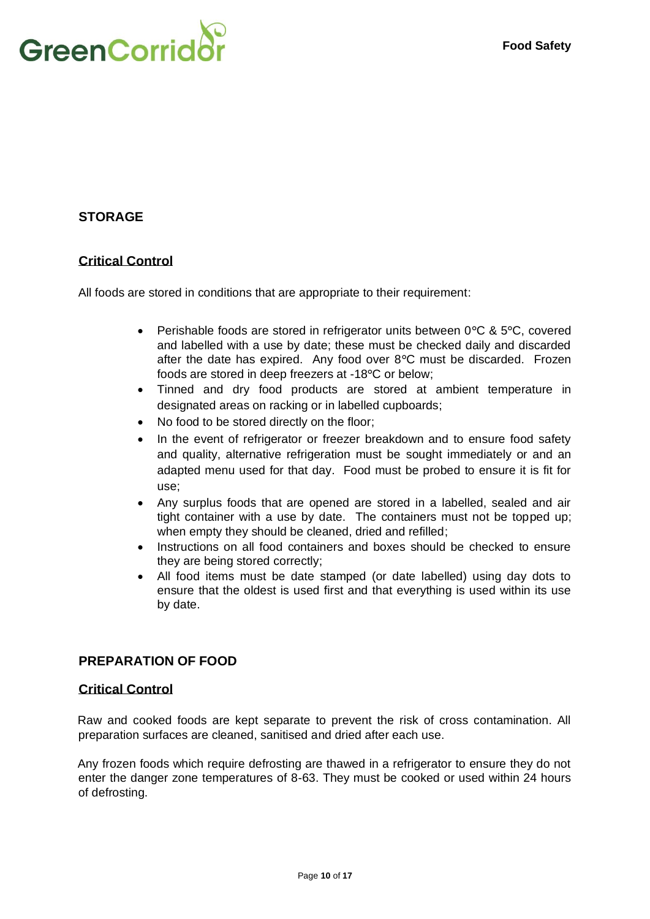## STORAGE

### Critical Control

All foods are stored in conditions that are appropriate to their requirement:

- Perishable foods are stored in refrigerator units between 0°C & 5°C, covered and labelled with a use by date; these must be checked daily and discarded after the date has expired. Any food over 8°C must be discarded. Frozen foods are stored in deep freezers at -18°C or below;
- Tinned and dry food products are stored at ambient temperature in designated areas on racking or in labelled cupboards;
- No food to be stored directly on the floor;
- In the event of refrigerator or freezer breakdown and to ensure food safety and quality, alternative refrigeration must be sought immediately or and an adapted menu used for that day. Food must be probed to ensure it is fit for use;
- Any surplus foods that are opened are stored in a labelled, sealed and air tight container with a use by date. The containers must not be topped up; when empty they should be cleaned, dried and refilled;
- Instructions on all food containers and boxes should be checked to ensure they are being stored correctly;
- All food items must be date stamped (or date labelled) using day dots to ensure that the oldest is used first and that everything is used within its use by date.

## PREPARATION OF FOOD

### Critical Control

Raw and cooked foods are kept separate to prevent the risk of cross contamination. All preparation surfaces are cleaned, sanitised and dried after each use.

Any frozen foods which require defrosting are thawed in a refrigerator to ensure they do not enter the danger zone temperatures of 8-63. They must be cooked or used within 24 hours of defrosting.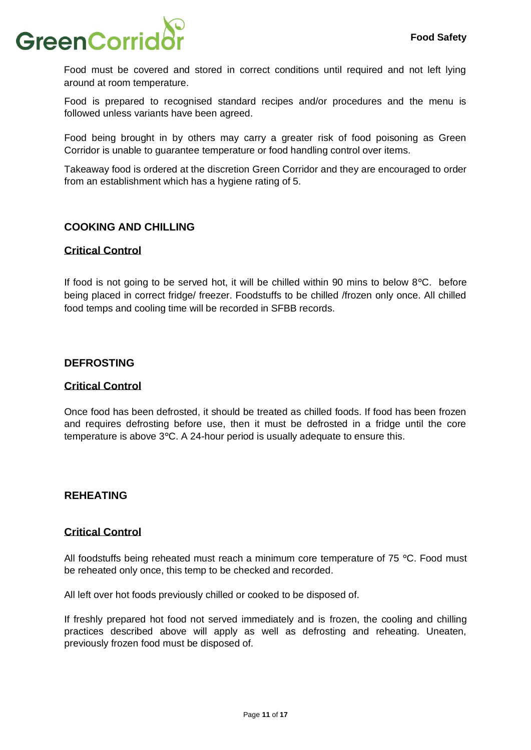Food must be covered and stored in correct conditions until required and not left lying around at room temperature.

Food is prepared to recognised standard recipes and/or procedures and the menu is followed unless variants have been agreed.

Food being brought in by others may carry a greater risk of food poisoning as Green Corridor is unable to guarantee temperature or food handling control over items.

Takeaway food is ordered at the discretion Green Corridor and they are encouraged to order from an establishment which has a hygiene rating of 5.

## COOKING AND CHILLING

**Critical Control**

If food is not going to be served hot, it will be chilled within 90 mins to below 8°C. before being placed in correct fridge/ freezer. Foodstuffs to be chilled /frozen only once. All chilled food temps and cooling time will be recorded in SFBB records.

## DEFROSTING

**Critical Control**

Once food has been defrosted, it should be treated as chilled foods. If food has been frozen and requires defrosting before use, then it must be defrosted in a fridge until the core temperature is above 3°C. A 24-hour period is usually adequate to ensure this.

## REHEATING

**Critical Control**

All foodstuffs being reheated must reach a minimum core temperature of 75 °C. Food must be reheated only once, this temp to be checked and recorded.

All left over hot foods previously chilled or cooked to be disposed of.

If freshly prepared hot food not served immediately and is frozen, the cooling and chilling practices described above will apply as well as defrosting and reheating. Uneaten, previously frozen food must be disposed of.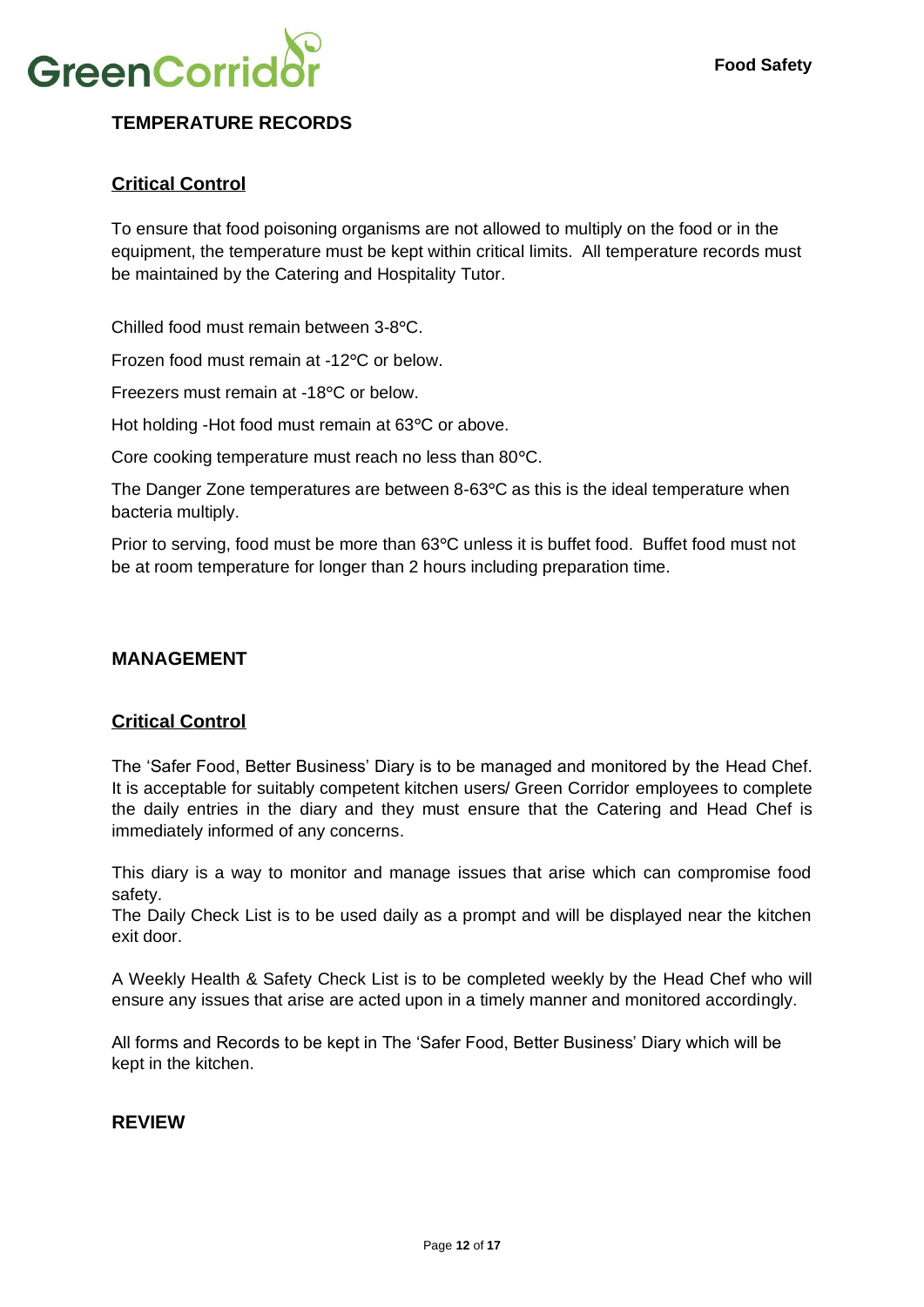## TEMPERATURE RECORDS

### Critical Control

To ensure that food poisoning organisms are not allowed to multiply on the food or in the equipment, the temperature must be kept within critical limits. All temperature records must be maintained by the Catering and Hospitality Tutor.

Chilled food must remain between 3-8°C.

Frozen food must remain at -12°C or below.

Freezers must remain at -18°C or below.

Hot holding -Hot food must remain at 63°C or above.

Core cooking temperature must reach no less than 80°C.

The Danger Zone temperatures are between 8-63°C as this is the ideal temperature when bacteria multiply.

Prior to serving, food must be more than 63°C unless it is buffet food. Buffet food must not be at room temperature for longer than 2 hours including preparation time.

## MANAGEMENT

### Critical Control

The 'Safer Food, Better Business' Diary is to be managed and monitored by the Head Chef. It is acceptable for suitably competent kitchen users/ Green Corridor employees to complete the daily entries in the diary and they must ensure that the Catering and Head Chef is immediately informed of any concerns.

This diary is a way to monitor and manage issues that arise which can compromise food safety.
The Daily Check List is to be used daily as a prompt and will be displayed near the kitchen exit door.

A Weekly Health & Safety Check List is to be completed weekly by the Head Chef who will ensure any issues that arise are acted upon in a timely manner and monitored accordingly.

All forms and Records to be kept in The 'Safer Food, Better Business' Diary which will be kept in the kitchen.

## REVIEW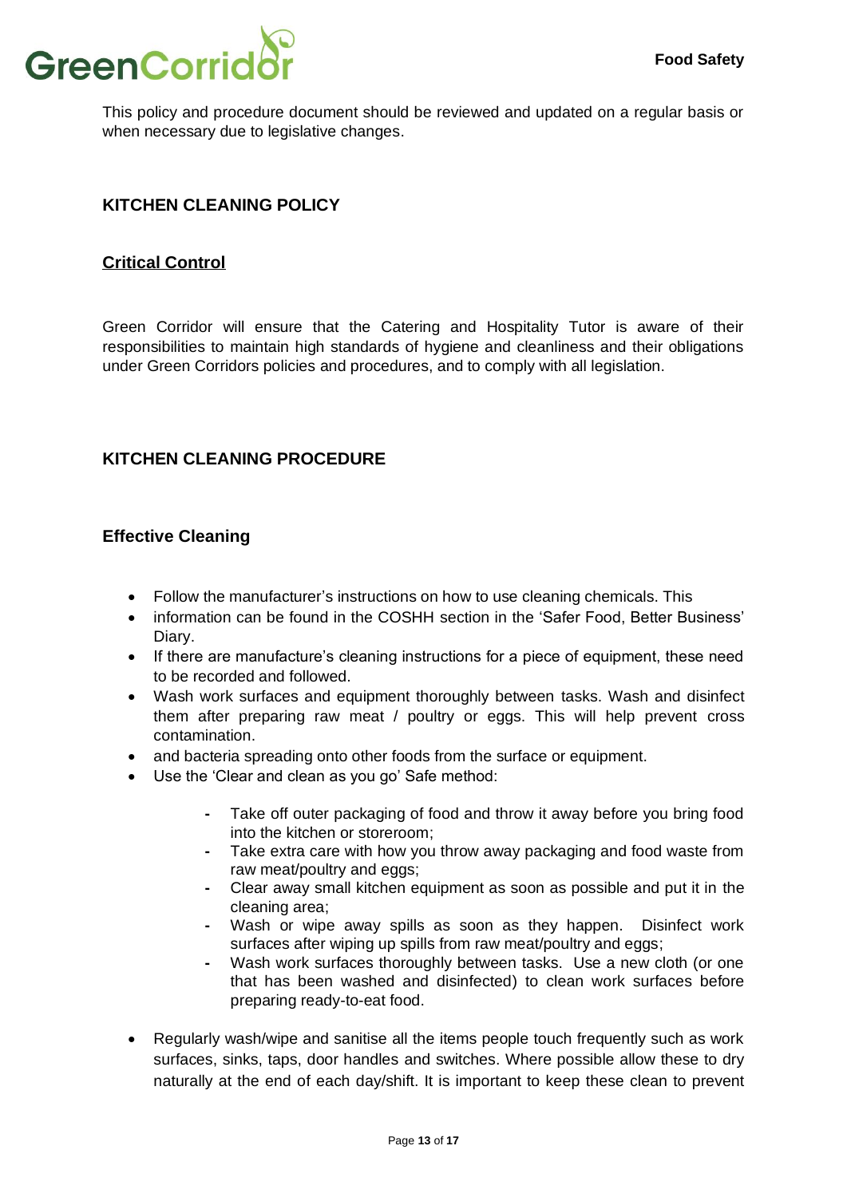This policy and procedure document should be reviewed and updated on a regular basis or when necessary due to legislative changes.

## KITCHEN CLEANING POLICY

### Critical Control

Green Corridor will ensure that the Catering and Hospitality Tutor is aware of their responsibilities to maintain high standards of hygiene and cleanliness and their obligations under Green Corridors policies and procedures, and to comply with all legislation.

## KITCHEN CLEANING PROCEDURE

### Effective Cleaning

- Follow the manufacturer's instructions on how to use cleaning chemicals. This
- information can be found in the COSHH section in the 'Safer Food, Better Business' Diary.
- If there are manufacture's cleaning instructions for a piece of equipment, these need to be recorded and followed.
- Wash work surfaces and equipment thoroughly between tasks. Wash and disinfect them after preparing raw meat / poultry or eggs. This will help prevent cross contamination.
- and bacteria spreading onto other foods from the surface or equipment.
- Use the 'Clear and clean as you go' Safe method:
    - Take off outer packaging of food and throw it away before you bring food into the kitchen or storeroom;
    - Take extra care with how you throw away packaging and food waste from raw meat/poultry and eggs;
    - Clear away small kitchen equipment as soon as possible and put it in the cleaning area;
    - Wash or wipe away spills as soon as they happen. Disinfect work surfaces after wiping up spills from raw meat/poultry and eggs;
    - Wash work surfaces thoroughly between tasks. Use a new cloth (or one that has been washed and disinfected) to clean work surfaces before preparing ready-to-eat food.
- Regularly wash/wipe and sanitise all the items people touch frequently such as work surfaces, sinks, taps, door handles and switches. Where possible allow these to dry naturally at the end of each day/shift. It is important to keep these clean to prevent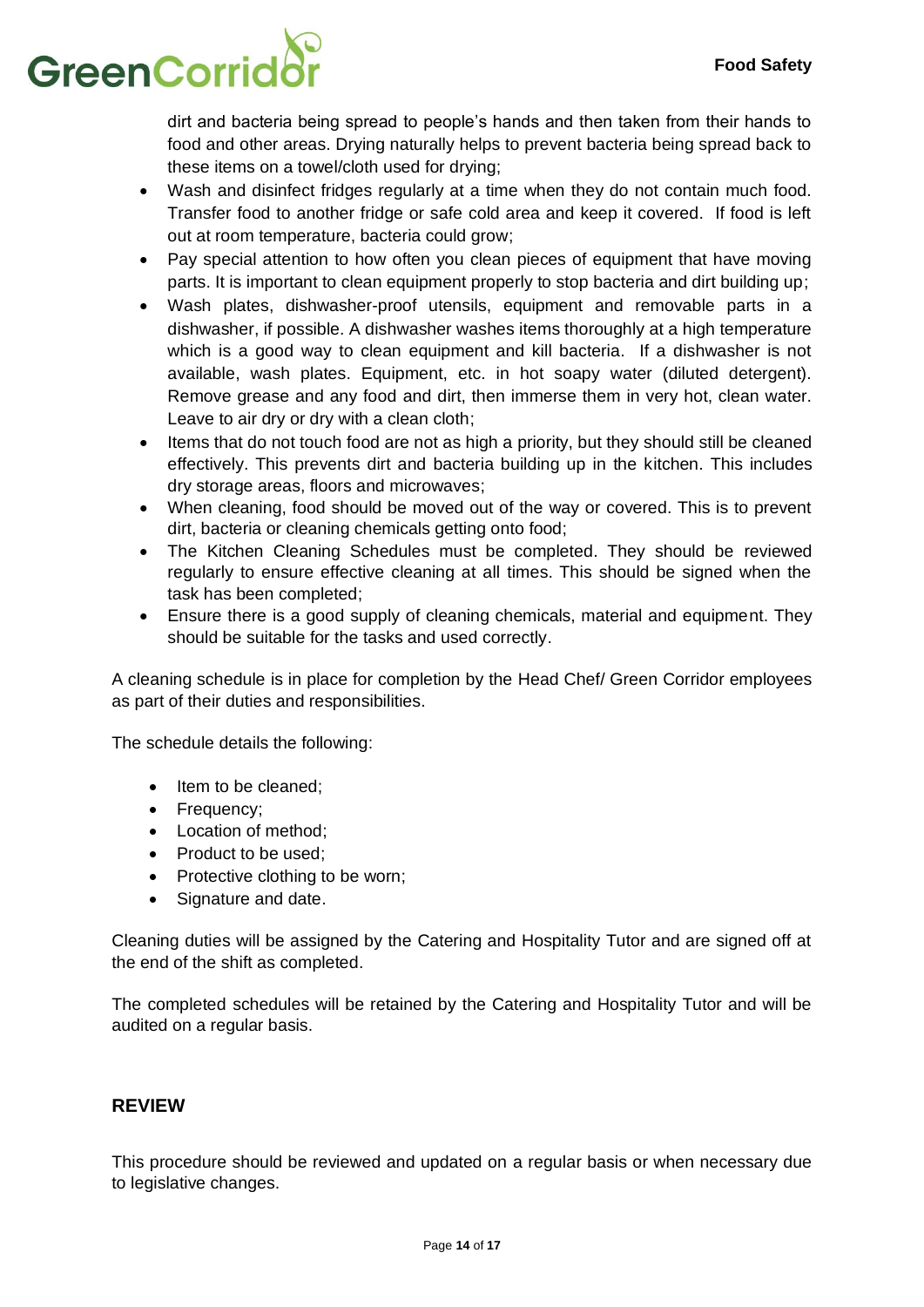dirt and bacteria being spread to people's hands and then taken from their hands to food and other areas. Drying naturally helps to prevent bacteria being spread back to these items on a towel/cloth used for drying;

- Wash and disinfect fridges regularly at a time when they do not contain much food. Transfer food to another fridge or safe cold area and keep it covered. If food is left out at room temperature, bacteria could grow;
- Pay special attention to how often you clean pieces of equipment that have moving parts. It is important to clean equipment properly to stop bacteria and dirt building up;
- Wash plates, dishwasher-proof utensils, equipment and removable parts in a dishwasher, if possible. A dishwasher washes items thoroughly at a high temperature which is a good way to clean equipment and kill bacteria. If a dishwasher is not available, wash plates. Equipment, etc. in hot soapy water (diluted detergent). Remove grease and any food and dirt, then immerse them in very hot, clean water. Leave to air dry or dry with a clean cloth;
- Items that do not touch food are not as high a priority, but they should still be cleaned effectively. This prevents dirt and bacteria building up in the kitchen. This includes dry storage areas, floors and microwaves;
- When cleaning, food should be moved out of the way or covered. This is to prevent dirt, bacteria or cleaning chemicals getting onto food;
- The Kitchen Cleaning Schedules must be completed. They should be reviewed regularly to ensure effective cleaning at all times. This should be signed when the task has been completed;
- Ensure there is a good supply of cleaning chemicals, material and equipment. They should be suitable for the tasks and used correctly.

A cleaning schedule is in place for completion by the Head Chef/ Green Corridor employees as part of their duties and responsibilities.

The schedule details the following:

- Item to be cleaned;
- Frequency;
- Location of method;
- Product to be used;
- Protective clothing to be worn;
- Signature and date.

Cleaning duties will be assigned by the Catering and Hospitality Tutor and are signed off at the end of the shift as completed.

The completed schedules will be retained by the Catering and Hospitality Tutor and will be audited on a regular basis.

## REVIEW

This procedure should be reviewed and updated on a regular basis or when necessary due to legislative changes.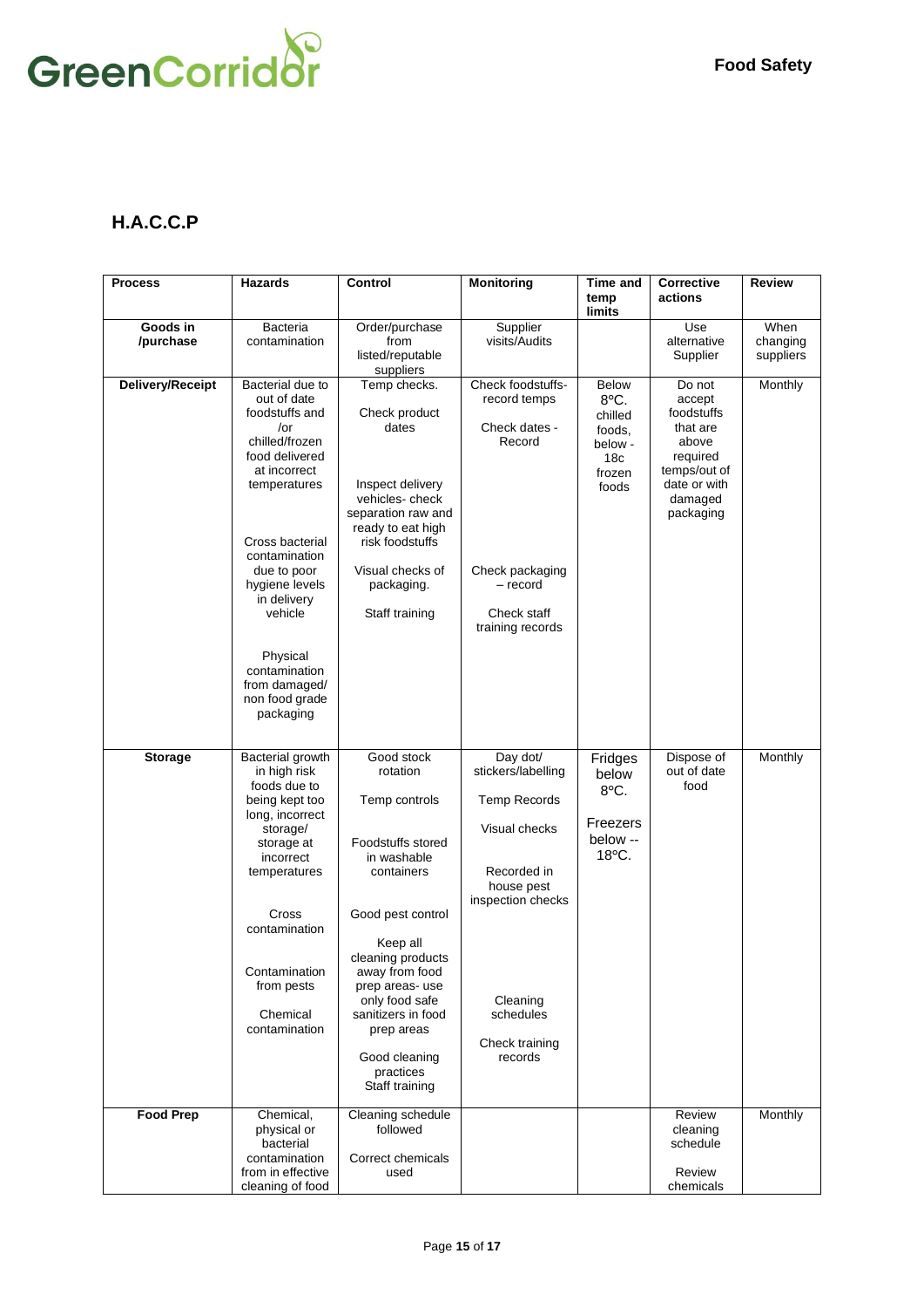## H.A.C.C.P

| Process | Hazards | Control | Monitoring | Time and temp limits | Corrective actions | Review |
|---|---|---|---|---|---|---|
| **Goods in /purchase** | Bacteria contamination | Order/purchase from listed/reputable suppliers | Supplier visits/Audits | | Use alternative Supplier | When changing suppliers |
| **Delivery/Receipt** | Bacterial due to out of date foodstuffs and /or chilled/frozen food delivered at incorrect temperatures<br><br>Cross bacterial contamination due to poor hygiene levels in delivery vehicle<br><br>Physical contamination from damaged/ non food grade packaging | Temp checks.<br><br>Check product dates<br><br>Inspect delivery vehicles- check separation raw and ready to eat high risk foodstuffs<br><br>Visual checks of packaging.<br><br>Staff training | Check foodstuffs- record temps<br><br>Check dates - Record<br><br>Check packaging – record<br><br>Check staff training records | Below 8°C. chilled foods, below - 18c frozen foods | Do not accept foodstuffs that are above required temps/out of date or with damaged packaging | Monthly |
| **Storage** | Bacterial growth in high risk foods due to being kept too long, incorrect storage/ storage at incorrect temperatures<br><br>Cross contamination<br><br>Contamination from pests<br><br>Chemical contamination | Good stock rotation<br><br>Temp controls<br><br>Foodstuffs stored in washable containers<br><br>Good pest control<br><br>Keep all cleaning products away from food prep areas- use only food safe sanitizers in food prep areas<br><br>Good cleaning practices<br>Staff training | Day dot/ stickers/labelling<br><br>Temp Records<br><br>Visual checks<br><br>Recorded in house pest inspection checks<br><br>Cleaning schedules<br><br>Check training records | Fridges below 8°C.<br><br>Freezers below -- 18°C. | Dispose of out of date food | Monthly |
| **Food Prep** | Chemical, physical or bacterial contamination from in effective cleaning of food | Cleaning schedule followed<br><br>Correct chemicals used | | | Review cleaning schedule<br><br>Review chemicals | Monthly |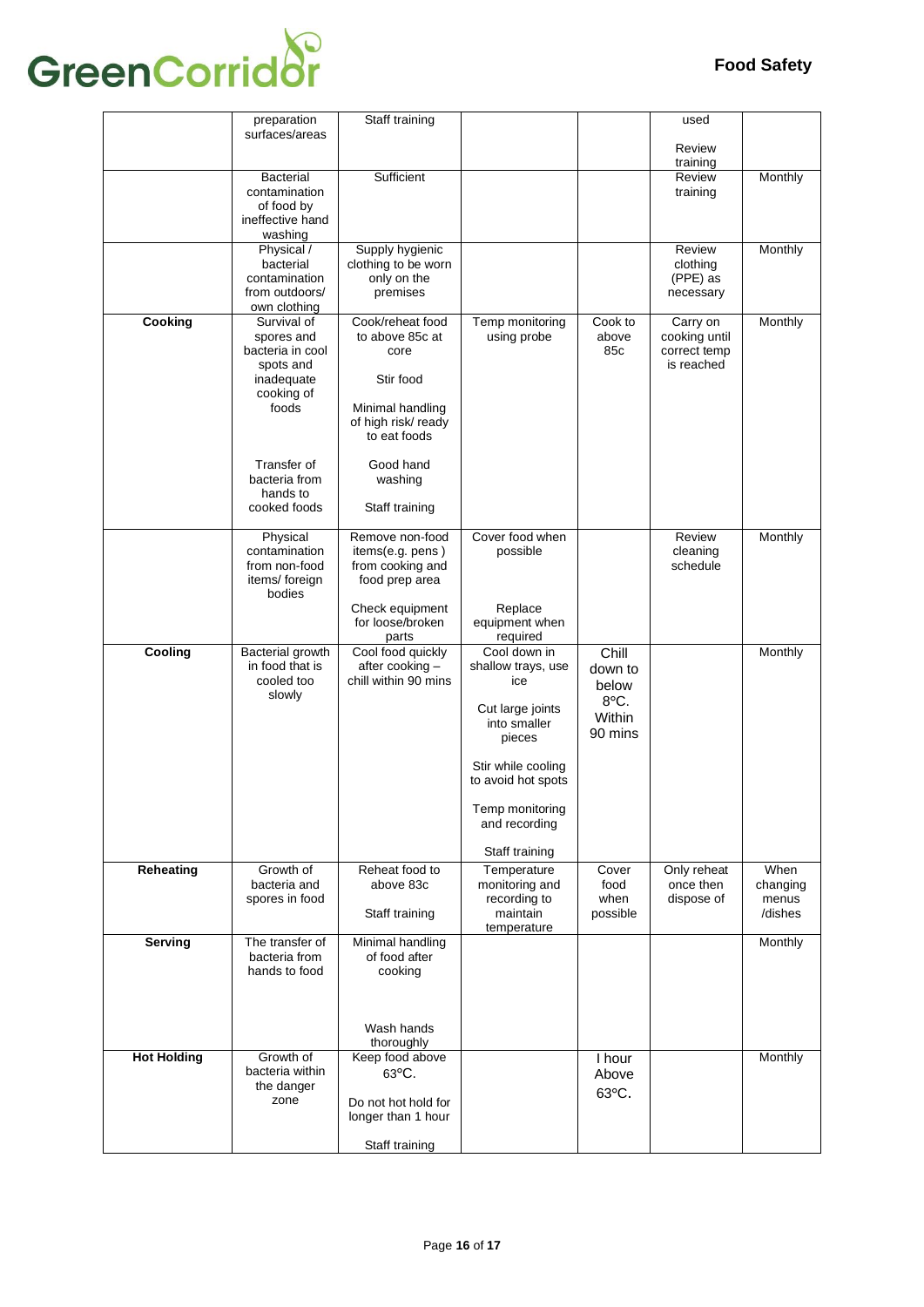| | preparation surfaces/areas | Staff training | | | used<br><br>Review training | |
|---|---|---|---|---|---|---|
| | Bacterial contamination of food by ineffective hand washing | Sufficient | | | Review training | Monthly |
| | Physical / bacterial contamination from outdoors/ own clothing | Supply hygienic clothing to be worn only on the premises | | | Review clothing (PPE) as necessary | Monthly |
| **Cooking** | Survival of spores and bacteria in cool spots and inadequate cooking of foods<br><br>Transfer of bacteria from hands to cooked foods | Cook/reheat food to above 85c at core<br><br>Stir food<br><br>Minimal handling of high risk/ ready to eat foods<br><br>Good hand washing<br><br>Staff training | Temp monitoring using probe | Cook to above 85c | Carry on cooking until correct temp is reached | Monthly |
| | Physical contamination from non-food items/ foreign bodies | Remove non-food items(e.g. pens ) from cooking and food prep area<br><br>Check equipment for loose/broken parts | Cover food when possible<br><br>Replace equipment when required | | Review cleaning schedule | Monthly |
| **Cooling** | Bacterial growth in food that is cooled too slowly | Cool food quickly after cooking – chill within 90 mins | Cool down in shallow trays, use ice<br><br>Cut large joints into smaller pieces<br><br>Stir while cooling to avoid hot spots<br><br>Temp monitoring and recording<br><br>Staff training | Chill down to below 8°C. Within 90 mins | | Monthly |
| **Reheating** | Growth of bacteria and spores in food | Reheat food to above 83c<br><br>Staff training | Temperature monitoring and recording to maintain temperature | Cover food when possible | Only reheat once then dispose of | When changing menus /dishes |
| **Serving** | The transfer of bacteria from hands to food | Minimal handling of food after cooking<br><br>Wash hands thoroughly | | | | Monthly |
| **Hot Holding** | Growth of bacteria within the danger zone | Keep food above 63°C.<br><br>Do not hot hold for longer than 1 hour<br><br>Staff training | | I hour Above 63°C. | | Monthly |